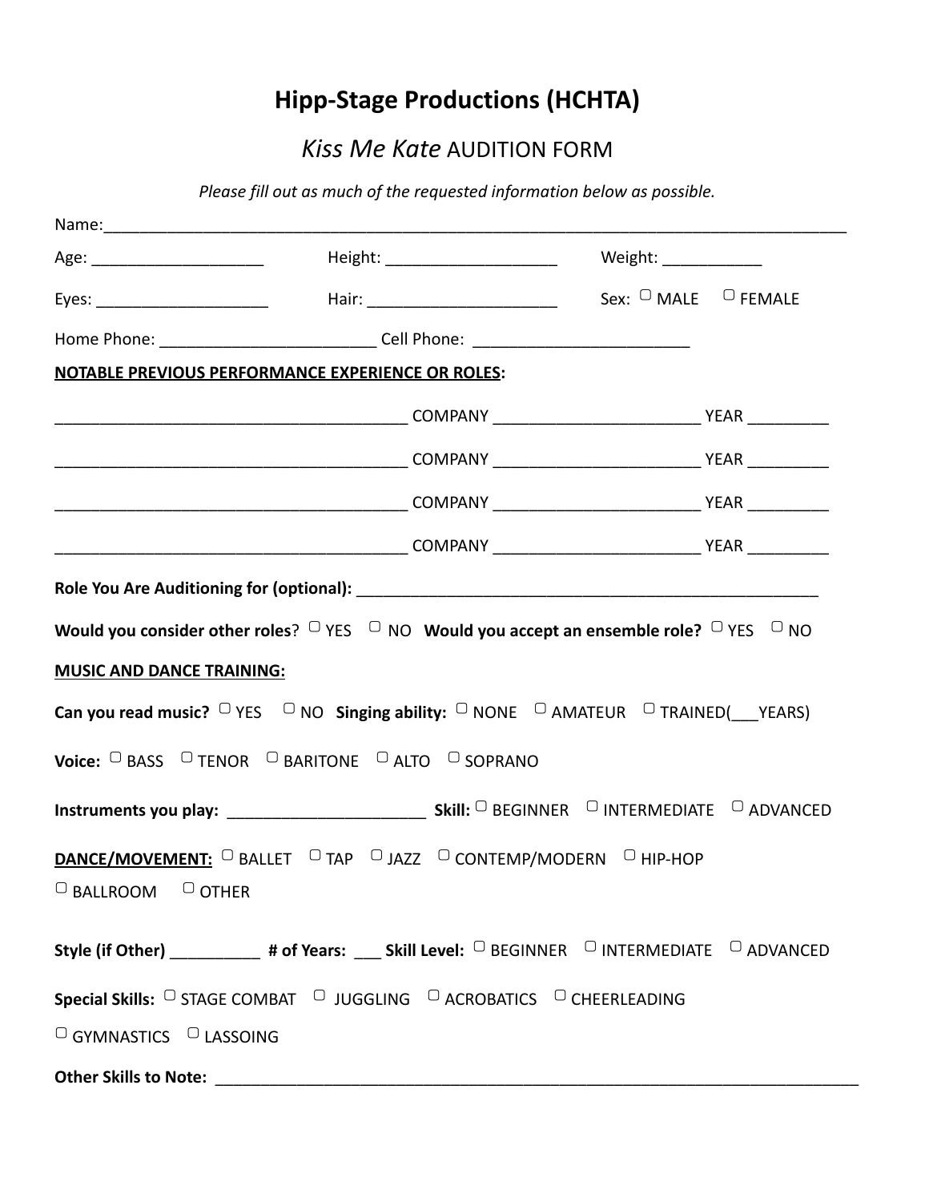# Hipp-Stage Productions (HCHTA)

## *Kiss Me Kate* AUDITION FORM

*Please fill out as much of the requested information below as possible.*

Name:_______________________________________________________________________________

Age: ___________________ Height: ___________________ Weight: ___________

Eyes: ___________________ Hair: _____________________ Sex: ▢ MALE ▢ FEMALE

Home Phone: _______________________ Cell Phone: ________________________

**NOTABLE PREVIOUS PERFORMANCE EXPERIENCE OR ROLES:**

_______________________________________ COMPANY ______________________ YEAR _________

_______________________________________ COMPANY ______________________ YEAR _________

_______________________________________ COMPANY ______________________ YEAR _________

_______________________________________ COMPANY ______________________ YEAR _________

**Role You Are Auditioning for (optional):** ____________________________________________________

**Would you consider other roles**? ▢ YES ▢ NO **Would you accept an ensemble role?** ▢ YES ▢ NO

**MUSIC AND DANCE TRAINING:**

**Can you read music?** ▢ YES ▢ NO **Singing ability:** ▢ NONE ▢ AMATEUR ▢ TRAINED(___YEARS)

**Voice:** ▢ BASS ▢ TENOR ▢ BARITONE ▢ ALTO ▢ SOPRANO

**Instruments you play:** ______________________ **Skill:** ▢ BEGINNER ▢ INTERMEDIATE ▢ ADVANCED

**DANCE/MOVEMENT:** ▢ BALLET ▢ TAP ▢ JAZZ ▢ CONTEMP/MODERN ▢ HIP-HOP ▢ BALLROOM ▢ OTHER

**Style (if Other)** __________ **# of Years:** ___ **Skill Level:** ▢ BEGINNER ▢ INTERMEDIATE ▢ ADVANCED

**Special Skills:** ▢ STAGE COMBAT ▢ JUGGLING ▢ ACROBATICS ▢ CHEERLEADING ▢ GYMNASTICS ▢ LASSOING

**Other Skills to Note:** _________________________________________________________________________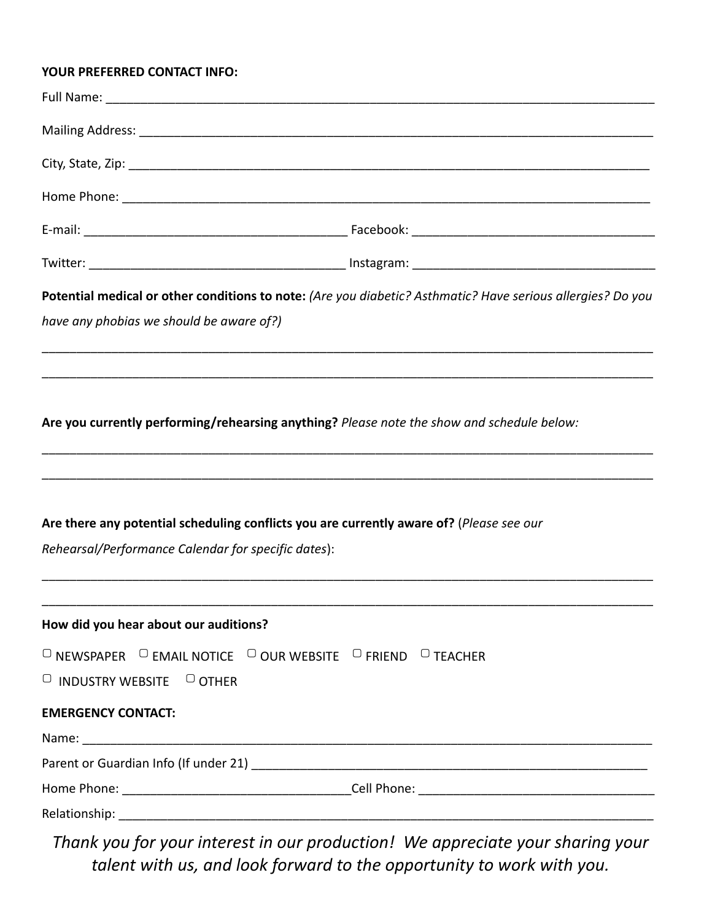**YOUR PREFERRED CONTACT INFO:**

Full Name: ___________________________________________________________________________

Mailing Address: ______________________________________________________________________

City, State, Zip: _______________________________________________________________________

Home Phone: _________________________________________________________________________

E-mail: ______________________________________ Facebook: __________________________________

Twitter: ____________________________________ Instagram: __________________________________

**Potential medical or other conditions to note:** *(Are you diabetic? Asthmatic? Have serious allergies? Do you have any phobias we should be aware of?)*

_____________________________________________________________________________________

_____________________________________________________________________________________

**Are you currently performing/rehearsing anything?** *Please note the show and schedule below:*

_____________________________________________________________________________________

_____________________________________________________________________________________

**Are there any potential scheduling conflicts you are currently aware of?** (*Please see our Rehearsal/Performance Calendar for specific dates*):

_____________________________________________________________________________________

_____________________________________________________________________________________

**How did you hear about our auditions?**

☐ NEWSPAPER ☐ EMAIL NOTICE ☐ OUR WEBSITE ☐ FRIEND ☐ TEACHER

☐ INDUSTRY WEBSITE ☐ OTHER

**EMERGENCY CONTACT:**

Name: _______________________________________________________________________________

Parent or Guardian Info (If under 21) _________________________________________________________

Home Phone: ________________________________Cell Phone: _________________________________

Relationship: _________________________________________________________________________

*Thank you for your interest in our production! We appreciate your sharing your talent with us, and look forward to the opportunity to work with you.*